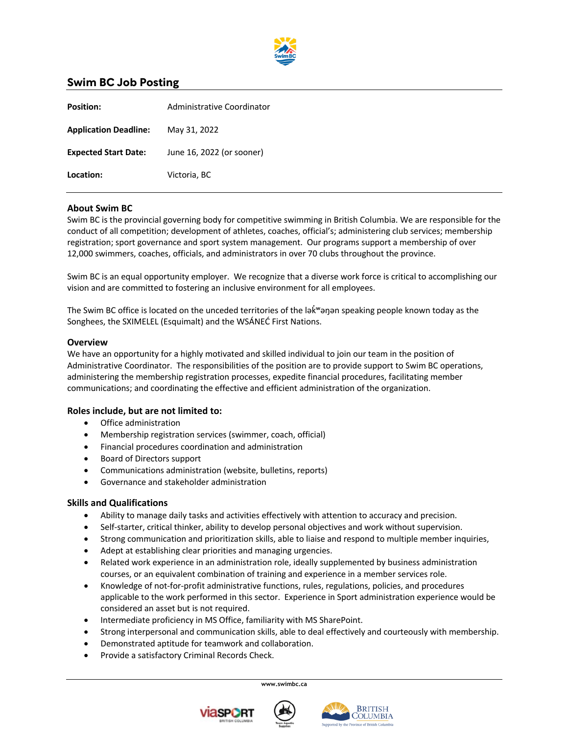# Swim BC Job Posting

| | |
|---|---|
| **Position:** | Administrative Coordinator |
| **Application Deadline:** | May 31, 2022 |
| **Expected Start Date:** | June 16, 2022 (or sooner) |
| **Location:** | Victoria, BC |

## About Swim BC

Swim BC is the provincial governing body for competitive swimming in British Columbia. We are responsible for the conduct of all competition; development of athletes, coaches, official's; administering club services; membership registration; sport governance and sport system management. Our programs support a membership of over 12,000 swimmers, coaches, officials, and administrators in over 70 clubs throughout the province.

Swim BC is an equal opportunity employer. We recognize that a diverse work force is critical to accomplishing our vision and are committed to fostering an inclusive environment for all employees.

The Swim BC office is located on the unceded territories of the lək̓ʷəŋən speaking people known today as the Songhees, the SXIMELEL (Esquimalt) and the WSÁNEĆ First Nations.

## Overview

We have an opportunity for a highly motivated and skilled individual to join our team in the position of Administrative Coordinator. The responsibilities of the position are to provide support to Swim BC operations, administering the membership registration processes, expedite financial procedures, facilitating member communications; and coordinating the effective and efficient administration of the organization.

## Roles include, but are not limited to:

- Office administration
- Membership registration services (swimmer, coach, official)
- Financial procedures coordination and administration
- Board of Directors support
- Communications administration (website, bulletins, reports)
- Governance and stakeholder administration

## Skills and Qualifications

- Ability to manage daily tasks and activities effectively with attention to accuracy and precision.
- Self-starter, critical thinker, ability to develop personal objectives and work without supervision.
- Strong communication and prioritization skills, able to liaise and respond to multiple member inquiries,
- Adept at establishing clear priorities and managing urgencies.
- Related work experience in an administration role, ideally supplemented by business administration courses, or an equivalent combination of training and experience in a member services role.
- Knowledge of not-for-profit administrative functions, rules, regulations, policies, and procedures applicable to the work performed in this sector. Experience in Sport administration experience would be considered an asset but is not required.
- Intermediate proficiency in MS Office, familiarity with MS SharePoint.
- Strong interpersonal and communication skills, able to deal effectively and courteously with membership.
- Demonstrated aptitude for teamwork and collaboration.
- Provide a satisfactory Criminal Records Check.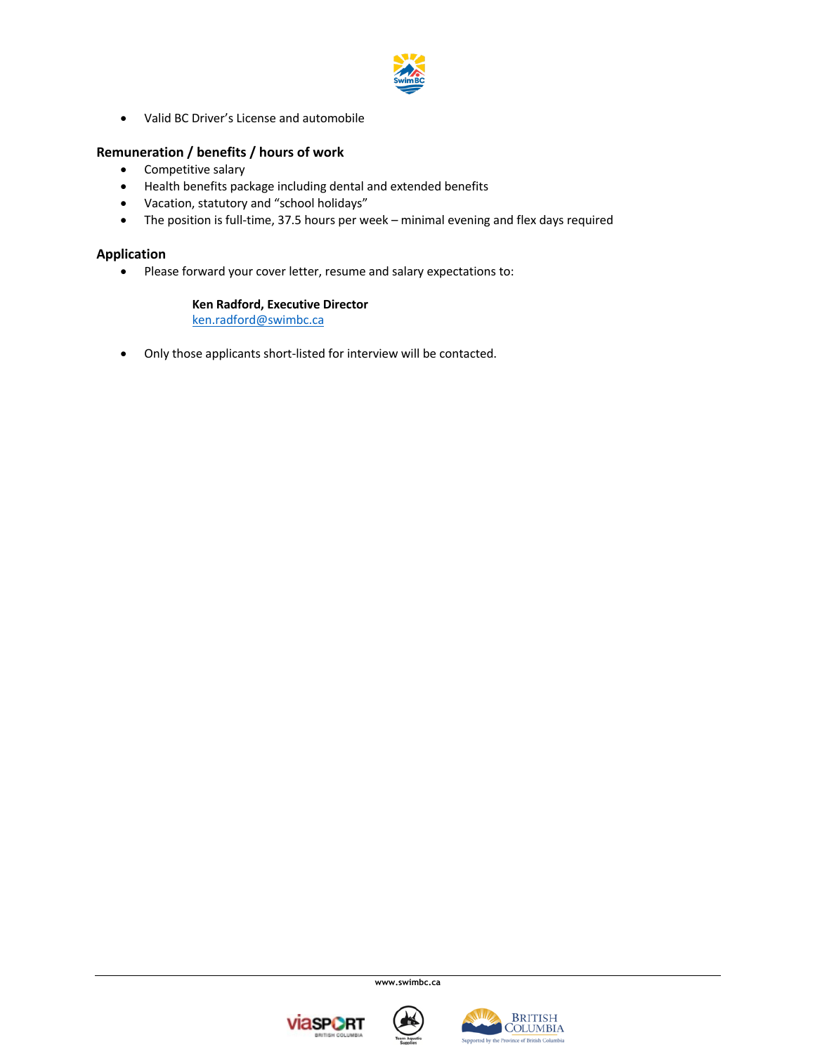- Valid BC Driver's License and automobile

## Remuneration / benefits / hours of work

- Competitive salary
- Health benefits package including dental and extended benefits
- Vacation, statutory and "school holidays"
- The position is full-time, 37.5 hours per week – minimal evening and flex days required

## Application

- Please forward your cover letter, resume and salary expectations to:

  **Ken Radford, Executive Director**
  ken.radford@swimbc.ca

- Only those applicants short-listed for interview will be contacted.